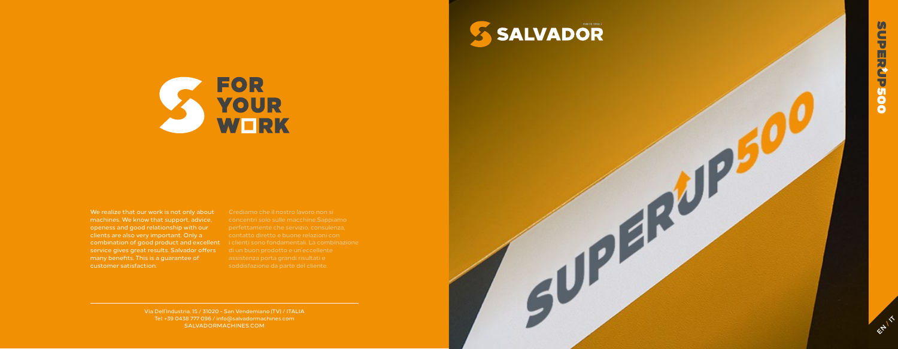# FOR YOUR WORK

We realize that our work is not only about machines. We know that support, advice, openess and good relationship with our clients are also very important. Only a combination of good product and excellent service gives great results. Salvador offers many benefits. This is a guarantee of customer satisfaction.

Crediamo che il nostro lavoro non si concentri solo sulle macchine.Sappiamo perfettamente che servizio, consulenza, contatto diretto e buone relazioni con i clienti sono fondamentali. La combinazione di un buon prodotto e un'eccellente assistenza porta grandi risultati e soddisfazione da parte del cliente.

Via Dell'Industria, 15 / 31020 - San Vendemiano (TV) / ITALIA
Tel: +39 0438 777 096 / info@salvadormachines.com
SALVADORMACHINES.COM

SALVADOR

SUPERUP500

SUPERUP500

EN / IT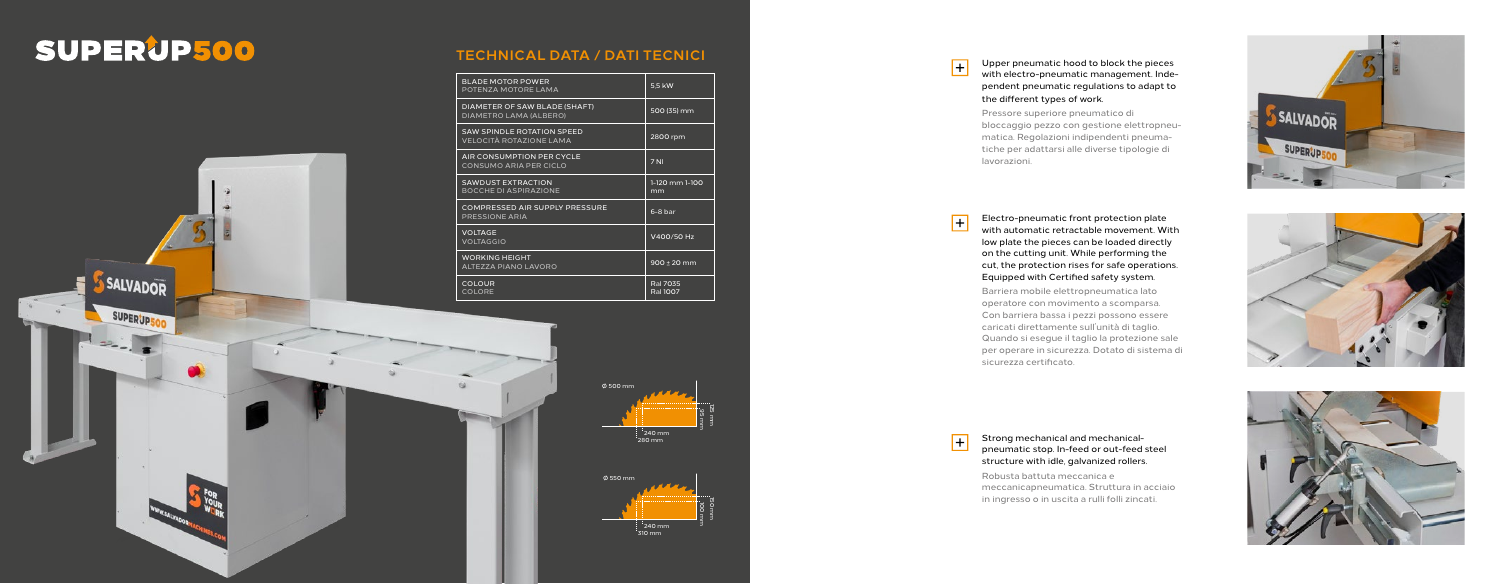# SUPERUP500

## TECHNICAL DATA / DATI TECNICI

| | |
|---|---|
| BLADE MOTOR POWER<br>POTENZA MOTORE LAMA | 5,5 kW |
| DIAMETER OF SAW BLADE (SHAFT)<br>DIAMETRO LAMA (ALBERO) | 500 (35) mm |
| SAW SPINDLE ROTATION SPEED<br>VELOCITÀ ROTAZIONE LAMA | 2800 rpm |
| AIR CONSUMPTION PER CYCLE<br>CONSUMO ARIA PER CICLO | 7 Nl |
| SAWDUST EXTRACTION<br>BOCCHE DI ASPIRAZIONE | 1-120 mm 1-100 mm |
| COMPRESSED AIR SUPPLY PRESSURE<br>PRESSIONE ARIA | 6-8 bar |
| VOLTAGE<br>VOLTAGGIO | V400/50 Hz |
| WORKING HEIGHT<br>ALTEZZA PIANO LAVORO | 900 ± 20 mm |
| COLOUR<br>COLORE | Ral 7035<br>Ral 1007 |

Ø 500 mm
240 mm
280 mm
125 mm
25 mm

Ø 550 mm
240 mm
310 mm
150 mm
100 mm

Upper pneumatic hood to block the pieces with electro-pneumatic management. Independent pneumatic regulations to adapt to the different types of work.

Pressore superiore pneumatico di bloccaggio pezzo con gestione elettropneumatica. Regolazioni indipendenti pneumatiche per adattarsi alle diverse tipologie di lavorazioni.

Electro-pneumatic front protection plate with automatic retractable movement. With low plate the pieces can be loaded directly on the cutting unit. While performing the cut, the protection rises for safe operations. Equipped with Certified safety system.

Barriera mobile elettropneumatica lato operatore con movimento a scomparsa. Con barriera bassa i pezzi possono essere caricati direttamente sull'unità di taglio. Quando si esegue il taglio la protezione sale per operare in sicurezza. Dotato di sistema di sicurezza certificato.

Strong mechanical and mechanical-pneumatic stop. In-feed or out-feed steel structure with idle, galvanized rollers.

Robusta battuta meccanica e meccanicapneumatica. Struttura in acciaio in ingresso o in uscita a rulli folli zincati.